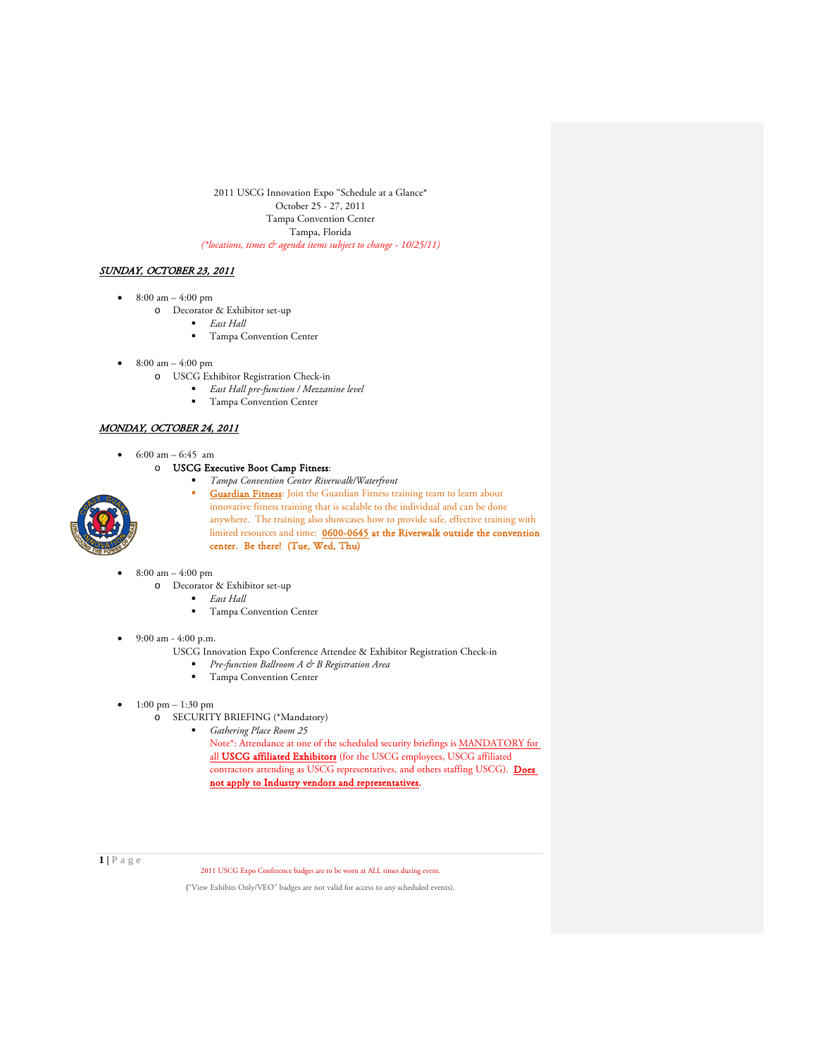2011 USCG Innovation Expo "Schedule at a Glance*
October 25 - 27, 2011
Tampa Convention Center
Tampa, Florida
*(\*locations, times & agenda items subject to change - 10/25/11)*

## *SUNDAY, OCTOBER 23, 2011*

- 8:00 am – 4:00 pm
  - Decorator & Exhibitor set-up
    - *East Hall*
    - Tampa Convention Center

- 8:00 am – 4:00 pm
  - USCG Exhibitor Registration Check-in
    - *East Hall pre-function / Mezzanine level*
    - Tampa Convention Center

## *MONDAY, OCTOBER 24, 2011*

- 6:00 am – 6:45 am
  - **USCG Executive Boot Camp Fitness**:
    - *Tampa Convention Center Riverwalk/Waterfront*
    - Guardian Fitness: Join the Guardian Fitness training team to learn about innovative fitness training that is scalable to the individual and can be done anywhere. The training also showcases how to provide safe, effective training with limited resources and time: **0600-0645 at the Riverwalk outside the convention center. Be there! (Tue, Wed, Thu)**

- 8:00 am – 4:00 pm
  - Decorator & Exhibitor set-up
    - *East Hall*
    - Tampa Convention Center

- 9:00 am - 4:00 p.m.
  - USCG Innovation Expo Conference Attendee & Exhibitor Registration Check-in
    - *Pre-function Ballroom A & B Registration Area*
    - Tampa Convention Center

- 1:00 pm – 1:30 pm
  - SECURITY BRIEFING (*Mandatory)
    - *Gathering Place Room 25*
      Note*: Attendance at one of the scheduled security briefings is MANDATORY for all **USCG affiliated Exhibitors** (for the USCG employees, USCG affiliated contractors attending as USCG representatives, and others staffing USCG). **Does not apply to Industry vendors and representatives.**

2011 USCG Expo Conference badges are to be worn at ALL times during event.

("View Exhibits Only/VEO" badges are not valid for access to any scheduled events).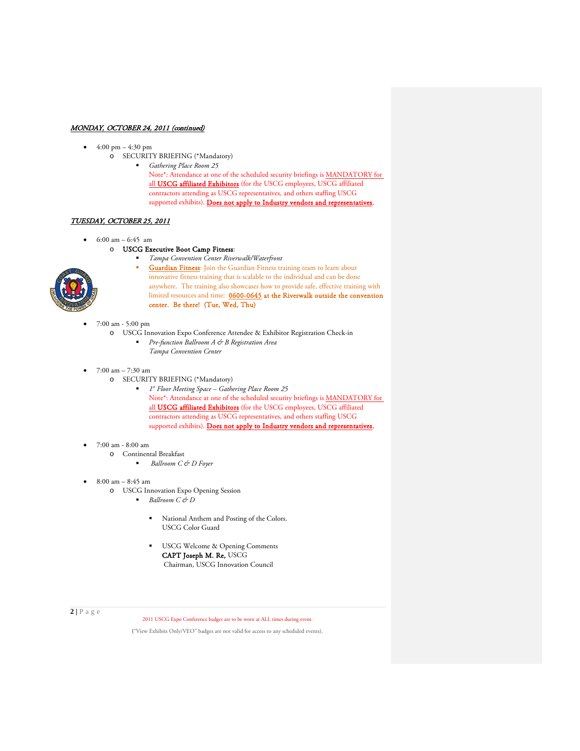***MONDAY, OCTOBER 24, 2011 (continued)***

- 4:00 pm – 4:30 pm
  - SECURITY BRIEFING (*Mandatory)
    - *Gathering Place Room 25*
      Note*: Attendance at one of the scheduled security briefings is MANDATORY for all **USCG affiliated Exhibitors** (for the USCG employees, USCG affiliated contractors attending as USCG representatives, and others staffing USCG supported exhibits). **Does not apply to Industry vendors and representatives.**

***TUESDAY, OCTOBER 25, 2011***

- 6:00 am – 6:45 am
  - **USCG Executive Boot Camp Fitness**:
    - *Tampa Convention Center Riverwalk/Waterfront*
    - Guardian Fitness: Join the Guardian Fitness training team to learn about innovative fitness training that is scalable to the individual and can be done anywhere. The training also showcases how to provide safe, effective training with limited resources and time: **0600-0645 at the Riverwalk outside the convention center. Be there! (Tue, Wed, Thu)**

- 7:00 am - 5:00 pm
  - USCG Innovation Expo Conference Attendee & Exhibitor Registration Check-in
    - *Pre-function Ballroom A & B Registration Area*
      *Tampa Convention Center*

- 7:00 am – 7:30 am
  - SECURITY BRIEFING (*Mandatory)
    - *1st Floor Meeting Space – Gathering Place Room 25*
      Note*: Attendance at one of the scheduled security briefings is MANDATORY for all **USCG affiliated Exhibitors** (for the USCG employees, USCG affiliated contractors attending as USCG representatives, and others staffing USCG supported exhibits). **Does not apply to Industry vendors and representatives.**

- 7:00 am - 8:00 am
  - Continental Breakfast
    - *Ballroom C & D Foyer*

- 8:00 am – 8:45 am
  - USCG Innovation Expo Opening Session
    - *Ballroom C & D*
      - National Anthem and Posting of the Colors.
        USCG Color Guard
      - USCG Welcome & Opening Comments
        **CAPT Joseph M. Re,** USCG
        Chairman, USCG Innovation Council

2011 USCG Expo Conference badges are to be worn at ALL times during event.

("View Exhibits Only/VEO" badges are not valid for access to any scheduled events).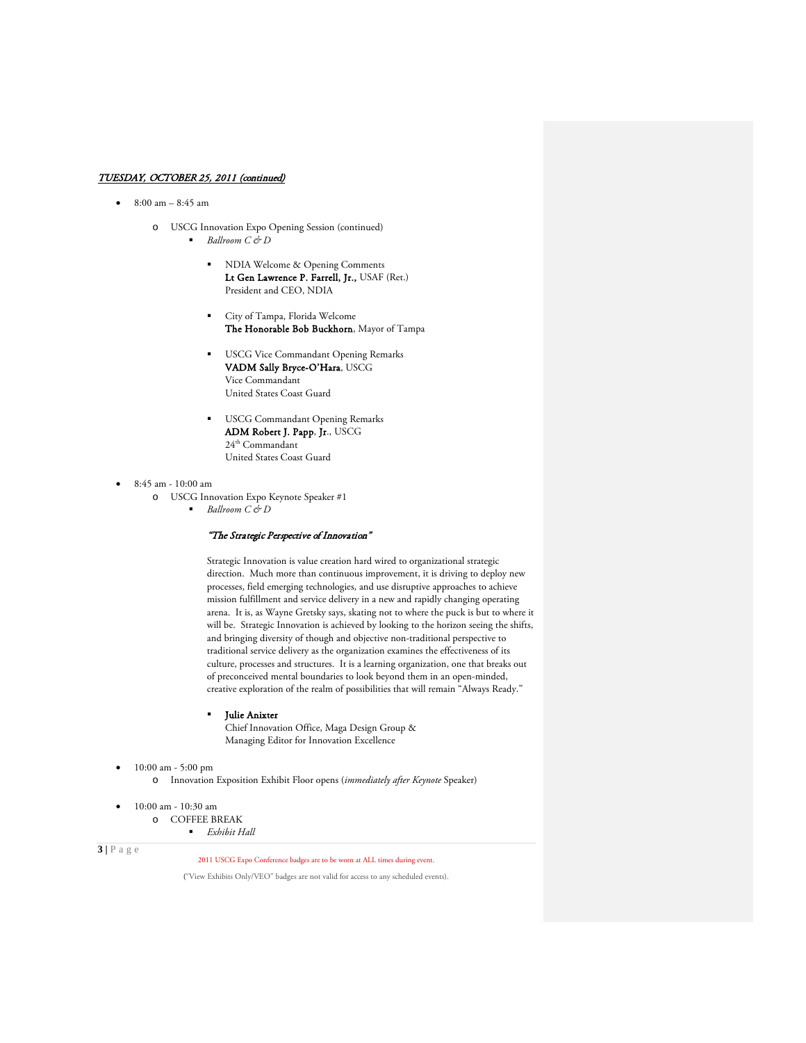***TUESDAY, OCTOBER 25, 2011 (continued)***

- 8:00 am – 8:45 am
  - USCG Innovation Expo Opening Session (continued)
    - *Ballroom C & D*
    - NDIA Welcome & Opening Comments
      **Lt Gen Lawrence P. Farrell, Jr.,** USAF (Ret.)
      President and CEO, NDIA
    - City of Tampa, Florida Welcome
      **The Honorable Bob Buckhorn**, Mayor of Tampa
    - USCG Vice Commandant Opening Remarks
      **VADM Sally Bryce-O'Hara**, USCG
      Vice Commandant
      United States Coast Guard
    - USCG Commandant Opening Remarks
      **ADM Robert J. Papp**, **Jr**., USCG
      24th Commandant
      United States Coast Guard

- 8:45 am - 10:00 am
  - USCG Innovation Expo Keynote Speaker #1
    - *Ballroom C & D*

      ***"The Strategic Perspective of Innovation"***

      Strategic Innovation is value creation hard wired to organizational strategic direction. Much more than continuous improvement, it is driving to deploy new processes, field emerging technologies, and use disruptive approaches to achieve mission fulfillment and service delivery in a new and rapidly changing operating arena. It is, as Wayne Gretsky says, skating not to where the puck is but to where it will be. Strategic Innovation is achieved by looking to the horizon seeing the shifts, and bringing diversity of though and objective non-traditional perspective to traditional service delivery as the organization examines the effectiveness of its culture, processes and structures. It is a learning organization, one that breaks out of preconceived mental boundaries to look beyond them in an open-minded, creative exploration of the realm of possibilities that will remain "Always Ready."

    - **Julie Anixter**
      Chief Innovation Office, Maga Design Group &
      Managing Editor for Innovation Excellence

- 10:00 am - 5:00 pm
  - Innovation Exposition Exhibit Floor opens (*immediately after Keynote* Speaker)

- 10:00 am - 10:30 am
  - COFFEE BREAK
    - *Exhibit Hall*

2011 USCG Expo Conference badges are to be worn at ALL times during event.

("View Exhibits Only/VEO" badges are not valid for access to any scheduled events).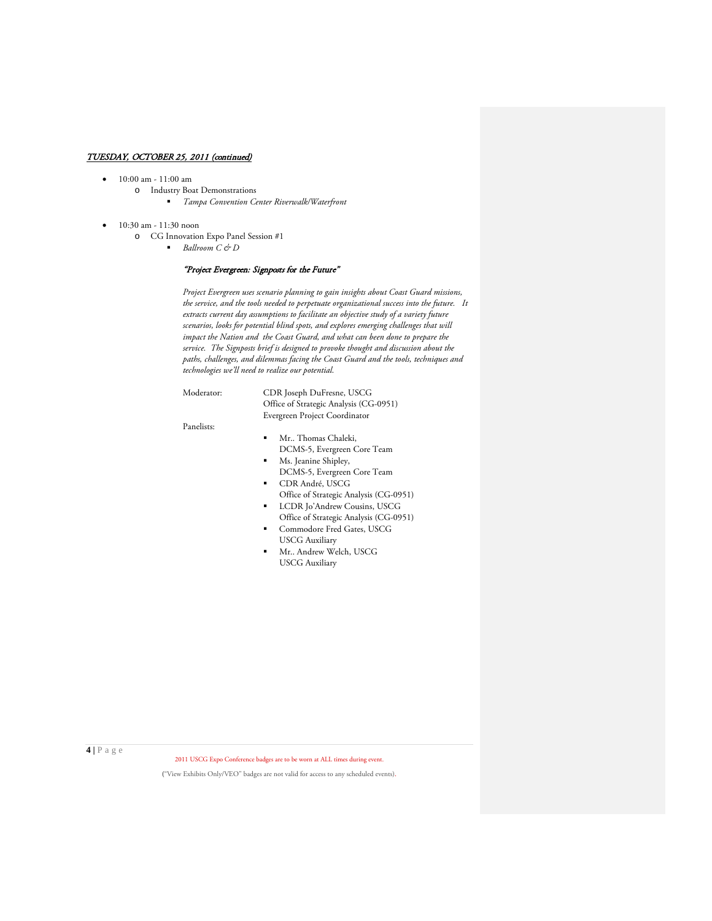*TUESDAY, OCTOBER 25, 2011 (continued)*

- 10:00 am - 11:00 am
  - Industry Boat Demonstrations
    - *Tampa Convention Center Riverwalk/Waterfront*

- 10:30 am - 11:30 noon
  - CG Innovation Expo Panel Session #1
    - *Ballroom C & D*

*"Project Evergreen: Signposts for the Future"*

*Project Evergreen uses scenario planning to gain insights about Coast Guard missions, the service, and the tools needed to perpetuate organizational success into the future. It extracts current day assumptions to facilitate an objective study of a variety future scenarios, looks for potential blind spots, and explores emerging challenges that will impact the Nation and the Coast Guard, and what can been done to prepare the service. The Signposts brief is designed to provoke thought and discussion about the paths, challenges, and dilemmas facing the Coast Guard and the tools, techniques and technologies we'll need to realize our potential.*

Moderator: CDR Joseph DuFresne, USCG
Office of Strategic Analysis (CG-0951)
Evergreen Project Coordinator

Panelists:

- Mr.. Thomas Chaleki,
  DCMS-5, Evergreen Core Team
- Ms. Jeanine Shipley,
  DCMS-5, Evergreen Core Team
- CDR André, USCG
  Office of Strategic Analysis (CG-0951)
- LCDR Jo'Andrew Cousins, USCG
  Office of Strategic Analysis (CG-0951)
- Commodore Fred Gates, USCG
  USCG Auxiliary
- Mr.. Andrew Welch, USCG
  USCG Auxiliary

2011 USCG Expo Conference badges are to be worn at ALL times during event.

("View Exhibits Only/VEO" badges are not valid for access to any scheduled events).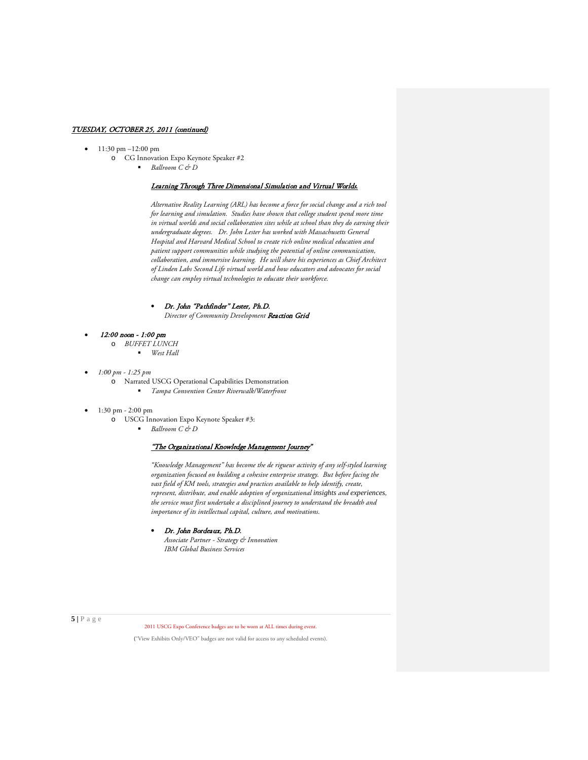***TUESDAY, OCTOBER 25, 2011 (continued)***

- 11:30 pm –12:00 pm
  - CG Innovation Expo Keynote Speaker #2
    - *Ballroom C & D*

      ***Learning Through Three Dimensional Simulation and Virtual Worlds.***

      *Alternative Reality Learning (ARL) has become a force for social change and a rich tool for learning and simulation. Studies have shown that college student spend more time in virtual worlds and social collaboration sites while at school than they do earning their undergraduate degrees. Dr. John Lester has worked with Massachusetts General Hospital and Harvard Medical School to create rich online medical education and patient support communities while studying the potential of online communication, collaboration, and immersive learning. He will share his experiences as Chief Architect of Linden Labs Second Life virtual world and how educators and advocates for social change can employ virtual technologies to educate their workforce.*

      - ***Dr. John "Pathfinder" Lester, Ph.D.***
        *Director of Community Development* ***Reaction Grid***

- ***12:00 noon - 1:00 pm***
  - *BUFFET LUNCH*
    - *West Hall*

- *1:00 pm - 1:25 pm*
  - Narrated USCG Operational Capabilities Demonstration
    - *Tampa Convention Center Riverwalk/Waterfront*

- 1:30 pm - 2:00 pm
  - USCG Innovation Expo Keynote Speaker #3:
    - *Ballroom C & D*

      ***"The Organizational Knowledge Management Journey"***

      *"Knowledge Management" has become the de rigueur activity of any self-styled learning organization focused on building a cohesive enterprise strategy. But before facing the vast field of KM tools, strategies and practices available to help identify, create, represent, distribute, and enable adoption of organizational insights and experiences, the service must first undertake a disciplined journey to understand the breadth and importance of its intellectual capital, culture, and motivations.*

      - ***Dr. John Bordeaux, Ph.D.***
        *Associate Partner - Strategy & Innovation*
        *IBM Global Business Services*

2011 USCG Expo Conference badges are to be worn at ALL times during event.

("View Exhibits Only/VEO" badges are not valid for access to any scheduled events).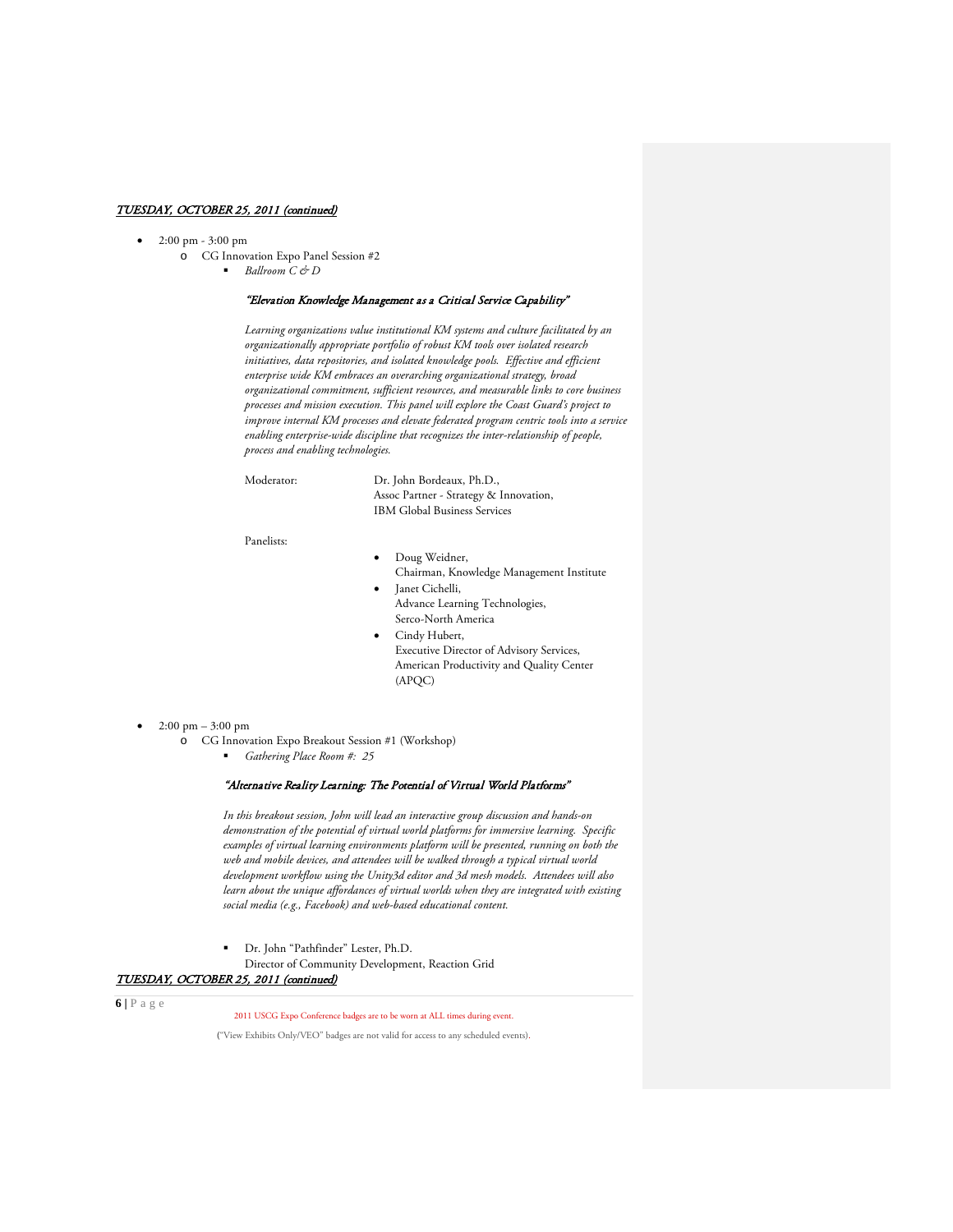***TUESDAY, OCTOBER 25, 2011 (continued)***

- 2:00 pm - 3:00 pm
  - CG Innovation Expo Panel Session #2
    - *Ballroom C & D*

      ***"Elevation Knowledge Management as a Critical Service Capability"***

      *Learning organizations value institutional KM systems and culture facilitated by an organizationally appropriate portfolio of robust KM tools over isolated research initiatives, data repositories, and isolated knowledge pools. Effective and efficient enterprise wide KM embraces an overarching organizational strategy, broad organizational commitment, sufficient resources, and measurable links to core business processes and mission execution. This panel will explore the Coast Guard's project to improve internal KM processes and elevate federated program centric tools into a service enabling enterprise-wide discipline that recognizes the inter-relationship of people, process and enabling technologies.*

      Moderator: Dr. John Bordeaux, Ph.D., Assoc Partner - Strategy & Innovation, IBM Global Business Services

      Panelists:

      - Doug Weidner, Chairman, Knowledge Management Institute
      - Janet Cichelli, Advance Learning Technologies, Serco-North America
      - Cindy Hubert, Executive Director of Advisory Services, American Productivity and Quality Center (APQC)

- 2:00 pm – 3:00 pm
  - CG Innovation Expo Breakout Session #1 (Workshop)
    - *Gathering Place Room #: 25*

      ***"Alternative Reality Learning: The Potential of Virtual World Platforms"***

      *In this breakout session, John will lead an interactive group discussion and hands-on demonstration of the potential of virtual world platforms for immersive learning. Specific examples of virtual learning environments platform will be presented, running on both the web and mobile devices, and attendees will be walked through a typical virtual world development workflow using the Unity3d editor and 3d mesh models. Attendees will also learn about the unique affordances of virtual worlds when they are integrated with existing social media (e.g., Facebook) and web-based educational content.*

    - Dr. John "Pathfinder" Lester, Ph.D.
      Director of Community Development, Reaction Grid

***TUESDAY, OCTOBER 25, 2011 (continued)***

2011 USCG Expo Conference badges are to be worn at ALL times during event.

("View Exhibits Only/VEO" badges are not valid for access to any scheduled events).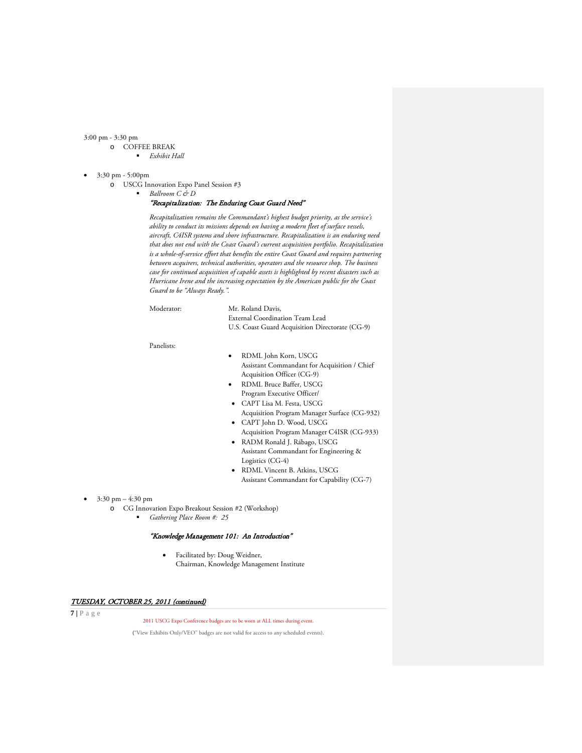3:00 pm - 3:30 pm

- COFFEE BREAK
  - *Exhibit Hall*

- 3:30 pm - 5:00pm
  - USCG Innovation Expo Panel Session #3
    - *Ballroom C & D*

      ***"Recapitalization: The Enduring Coast Guard Need"***

      *Recapitalization remains the Commandant's highest budget priority, as the service's ability to conduct its missions depends on having a modern fleet of surface vessels, aircraft, C4ISR systems and shore infrastructure. Recapitalization is an enduring need that does not end with the Coast Guard's current acquisition portfolio. Recapitalization is a whole-of-service effort that benefits the entire Coast Guard and requires partnering between acquirers, technical authorities, operators and the resource shop. The business case for continued acquisition of capable assets is highlighted by recent disasters such as Hurricane Irene and the increasing expectation by the American public for the Coast Guard to be "Always Ready.".*

      Moderator: Mr. Roland Davis,
      External Coordination Team Lead
      U.S. Coast Guard Acquisition Directorate (CG-9)

      Panelists:

      - RDML John Korn, USCG
        Assistant Commandant for Acquisition / Chief Acquisition Officer (CG-9)
      - RDML Bruce Baffer, USCG
        Program Executive Officer/
      - CAPT Lisa M. Festa, USCG
        Acquisition Program Manager Surface (CG-932)
      - CAPT John D. Wood, USCG
        Acquisition Program Manager C4ISR (CG-933)
      - RADM Ronald J. Rábago, USCG
        Assistant Commandant for Engineering & Logistics (CG-4)
      - RDML Vincent B. Atkins, USCG
        Assistant Commandant for Capability (CG-7)

- 3:30 pm – 4:30 pm
  - CG Innovation Expo Breakout Session #2 (Workshop)
    - *Gathering Place Room #: 25*

      ***"Knowledge Management 101: An Introduction"***

      - Facilitated by: Doug Weidner,
        Chairman, Knowledge Management Institute

***TUESDAY, OCTOBER 25, 2011 (continued)***

2011 USCG Expo Conference badges are to be worn at ALL times during event.

("View Exhibits Only/VEO" badges are not valid for access to any scheduled events).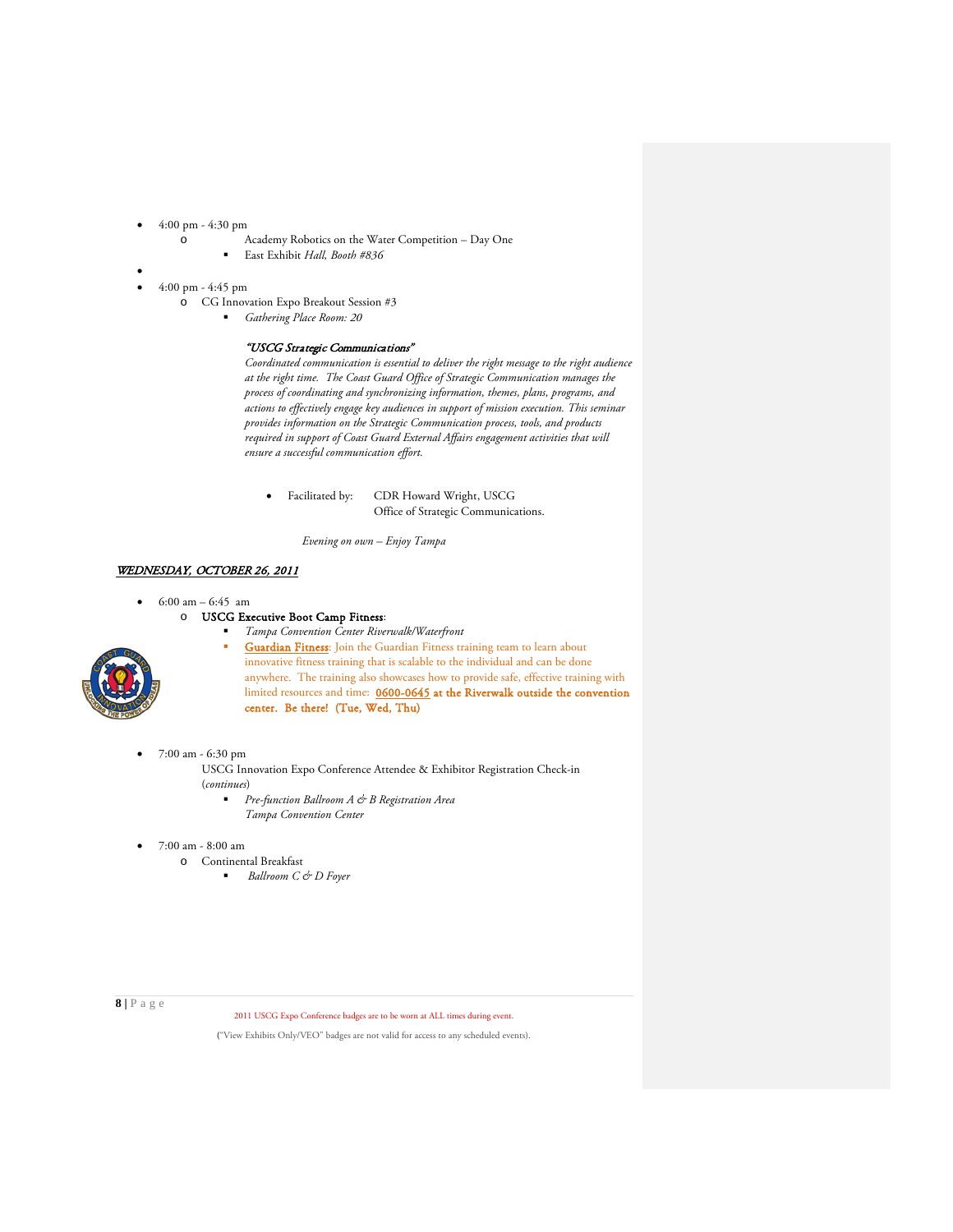- 4:00 pm - 4:30 pm
  - Academy Robotics on the Water Competition – Day One
    - East Exhibit *Hall, Booth #836*
- 4:00 pm - 4:45 pm
  - CG Innovation Expo Breakout Session #3
    - *Gathering Place Room: 20*

      ***"USCG Strategic Communications"***

      *Coordinated communication is essential to deliver the right message to the right audience at the right time. The Coast Guard Office of Strategic Communication manages the process of coordinating and synchronizing information, themes, plans, programs, and actions to effectively engage key audiences in support of mission execution. This seminar provides information on the Strategic Communication process, tools, and products required in support of Coast Guard External Affairs engagement activities that will ensure a successful communication effort.*

      - Facilitated by: CDR Howard Wright, USCG
        Office of Strategic Communications.

*Evening on own – Enjoy Tampa*

***WEDNESDAY, OCTOBER 26, 2011***

- 6:00 am – 6:45 am
  - **USCG Executive Boot Camp Fitness**:
    - *Tampa Convention Center Riverwalk/Waterfront*
    - **Guardian Fitness**: Join the Guardian Fitness training team to learn about innovative fitness training that is scalable to the individual and can be done anywhere. The training also showcases how to provide safe, effective training with limited resources and time: **0600-0645 at the Riverwalk outside the convention center. Be there! (Tue, Wed, Thu)**
- 7:00 am - 6:30 pm
  USCG Innovation Expo Conference Attendee & Exhibitor Registration Check-in (*continues*)
    - *Pre-function Ballroom A & B Registration Area*
      *Tampa Convention Center*
- 7:00 am - 8:00 am
  - Continental Breakfast
    - *Ballroom C & D Foyer*

2011 USCG Expo Conference badges are to be worn at ALL times during event.

("View Exhibits Only/VEO" badges are not valid for access to any scheduled events).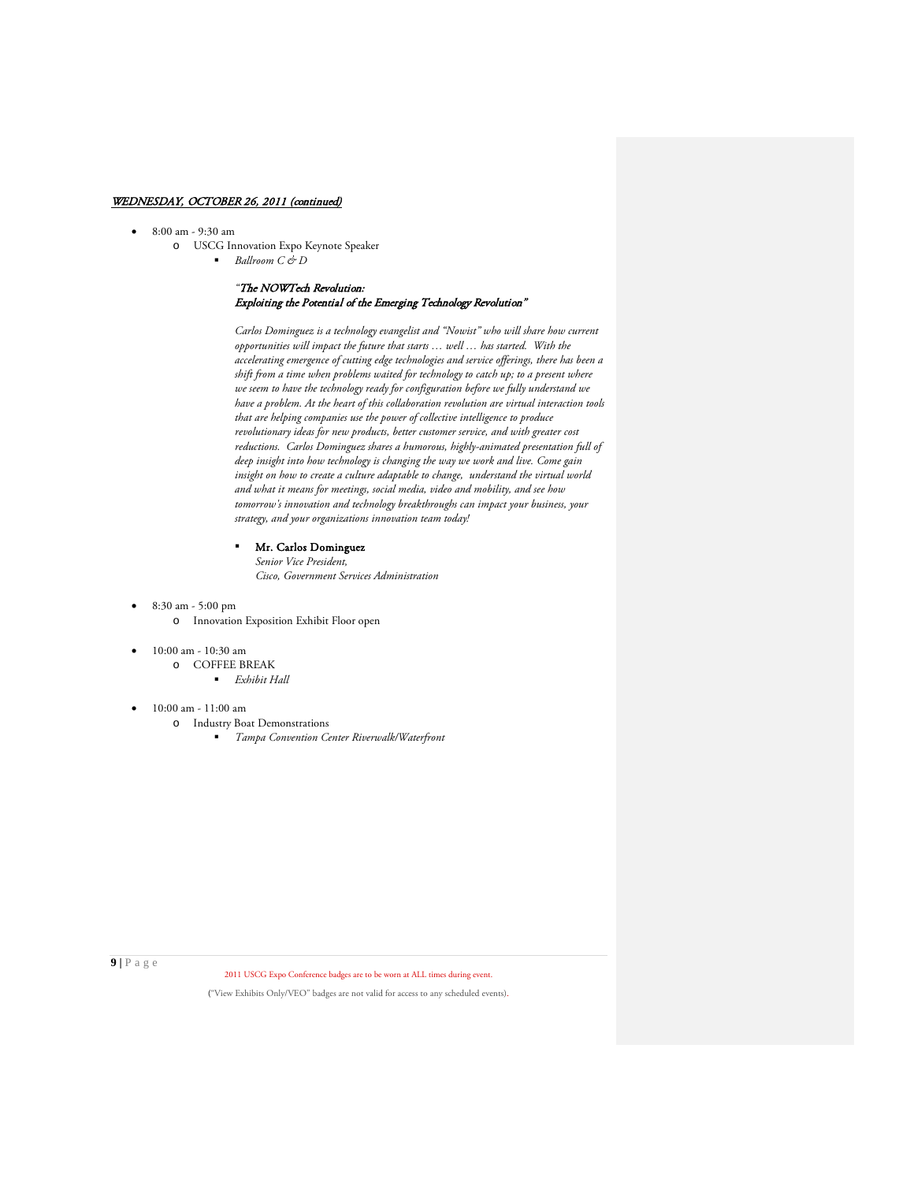***WEDNESDAY, OCTOBER 26, 2011 (continued)***

- 8:00 am - 9:30 am
  - USCG Innovation Expo Keynote Speaker
    - *Ballroom C & D*

      *"The NOWTech Revolution:*
      *Exploiting the Potential of the Emerging Technology Revolution"*

      *Carlos Dominguez is a technology evangelist and "Nowist" who will share how current opportunities will impact the future that starts … well … has started. With the accelerating emergence of cutting edge technologies and service offerings, there has been a shift from a time when problems waited for technology to catch up; to a present where we seem to have the technology ready for configuration before we fully understand we have a problem. At the heart of this collaboration revolution are virtual interaction tools that are helping companies use the power of collective intelligence to produce revolutionary ideas for new products, better customer service, and with greater cost reductions. Carlos Dominguez shares a humorous, highly-animated presentation full of deep insight into how technology is changing the way we work and live. Come gain insight on how to create a culture adaptable to change, understand the virtual world and what it means for meetings, social media, video and mobility, and see how tomorrow's innovation and technology breakthroughs can impact your business, your strategy, and your organizations innovation team today!*

    - **Mr. Carlos Dominguez**
      *Senior Vice President,*
      *Cisco, Government Services Administration*

- 8:30 am - 5:00 pm
  - Innovation Exposition Exhibit Floor open

- 10:00 am - 10:30 am
  - COFFEE BREAK
    - *Exhibit Hall*

- 10:00 am - 11:00 am
  - Industry Boat Demonstrations
    - *Tampa Convention Center Riverwalk/Waterfront*

2011 USCG Expo Conference badges are to be worn at ALL times during event.

("View Exhibits Only/VEO" badges are not valid for access to any scheduled events).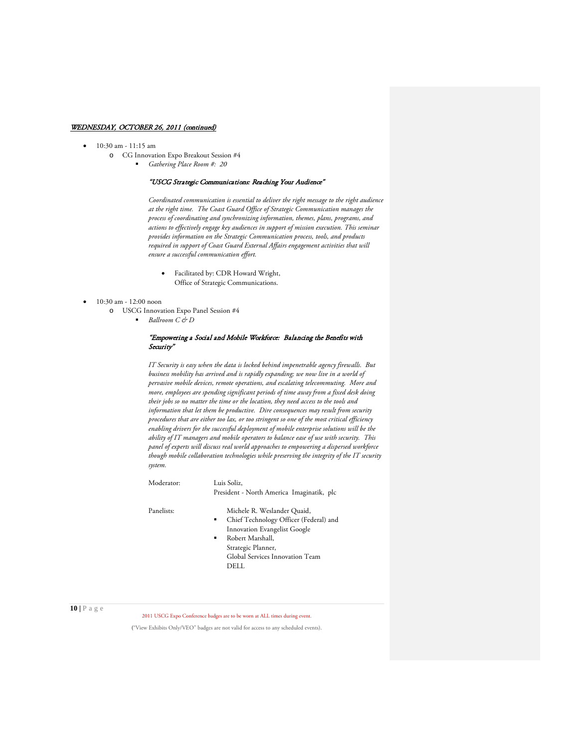*WEDNESDAY, OCTOBER 26, 2011 (continued)*

- 10:30 am - 11:15 am
  - CG Innovation Expo Breakout Session #4
    - *Gathering Place Room #: 20*

      ***"USCG Strategic Communications: Reaching Your Audience"***

      *Coordinated communication is essential to deliver the right message to the right audience at the right time. The Coast Guard Office of Strategic Communication manages the process of coordinating and synchronizing information, themes, plans, programs, and actions to effectively engage key audiences in support of mission execution. This seminar provides information on the Strategic Communication process, tools, and products required in support of Coast Guard External Affairs engagement activities that will ensure a successful communication effort.*

      - Facilitated by: CDR Howard Wright, Office of Strategic Communications.

- 10:30 am - 12:00 noon
  - USCG Innovation Expo Panel Session #4
    - *Ballroom C & D*

      ***"Empowering a Social and Mobile Workforce: Balancing the Benefits with Security"***

      *IT Security is easy when the data is locked behind impenetrable agency firewalls. But business mobility has arrived and is rapidly expanding; we now live in a world of pervasive mobile devices, remote operations, and escalating telecommuting. More and more, employees are spending significant periods of time away from a fixed desk doing their jobs so no matter the time or the location, they need access to the tools and information that let them be productive. Dire consequences may result from security procedures that are either too lax, or too stringent so one of the most critical efficiency enabling drivers for the successful deployment of mobile enterprise solutions will be the ability of IT managers and mobile operators to balance ease of use with security. This panel of experts will discuss real world approaches to empowering a dispersed workforce though mobile collaboration technologies while preserving the integrity of the IT security system.*

      Moderator: Luis Soliz, President - North America Imaginatik, plc

      Panelists:
      - Michele R. Weslander Quaid, Chief Technology Officer (Federal) and Innovation Evangelist Google
      - Robert Marshall, Strategic Planner, Global Services Innovation Team DELL

2011 USCG Expo Conference badges are to be worn at ALL times during event.

("View Exhibits Only/VEO" badges are not valid for access to any scheduled events).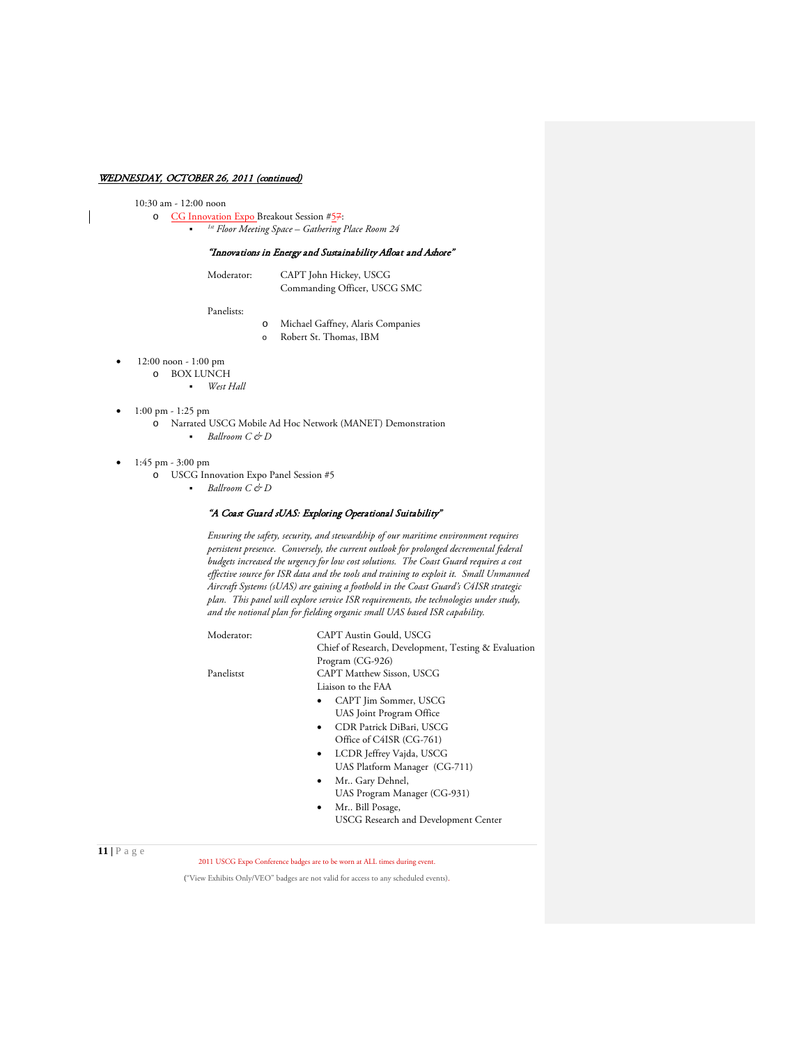***WEDNESDAY, OCTOBER 26, 2011 (continued)***

- 10:30 am - 12:00 noon
  - CG Innovation Expo Breakout Session #57:
    - *1st Floor Meeting Space – Gathering Place Room 24*

      ***"Innovations in Energy and Sustainability Afloat and Ashore"***

      Moderator: CAPT John Hickey, USCG
      Commanding Officer, USCG SMC

      Panelists:
      - Michael Gaffney, Alaris Companies
      - Robert St. Thomas, IBM

- 12:00 noon - 1:00 pm
  - BOX LUNCH
    - *West Hall*

- 1:00 pm - 1:25 pm
  - Narrated USCG Mobile Ad Hoc Network (MANET) Demonstration
    - *Ballroom C & D*

- 1:45 pm - 3:00 pm
  - USCG Innovation Expo Panel Session #5
    - *Ballroom C & D*

      ***"A Coast Guard sUAS: Exploring Operational Suitability"***

      *Ensuring the safety, security, and stewardship of our maritime environment requires persistent presence. Conversely, the current outlook for prolonged decremental federal budgets increased the urgency for low cost solutions. The Coast Guard requires a cost effective source for ISR data and the tools and training to exploit it. Small Unmanned Aircraft Systems (sUAS) are gaining a foothold in the Coast Guard's C4ISR strategic plan. This panel will explore service ISR requirements, the technologies under study, and the notional plan for fielding organic small UAS based ISR capability.*

      Moderator: CAPT Austin Gould, USCG
      Chief of Research, Development, Testing & Evaluation Program (CG-926)

      Panelistst CAPT Matthew Sisson, USCG
      Liaison to the FAA
      - CAPT Jim Sommer, USCG
        UAS Joint Program Office
      - CDR Patrick DiBari, USCG
        Office of C4ISR (CG-761)
      - LCDR Jeffrey Vajda, USCG
        UAS Platform Manager (CG-711)
      - Mr.. Gary Dehnel,
        UAS Program Manager (CG-931)
      - Mr.. Bill Posage,
        USCG Research and Development Center

2011 USCG Expo Conference badges are to be worn at ALL times during event.

("View Exhibits Only/VEO" badges are not valid for access to any scheduled events).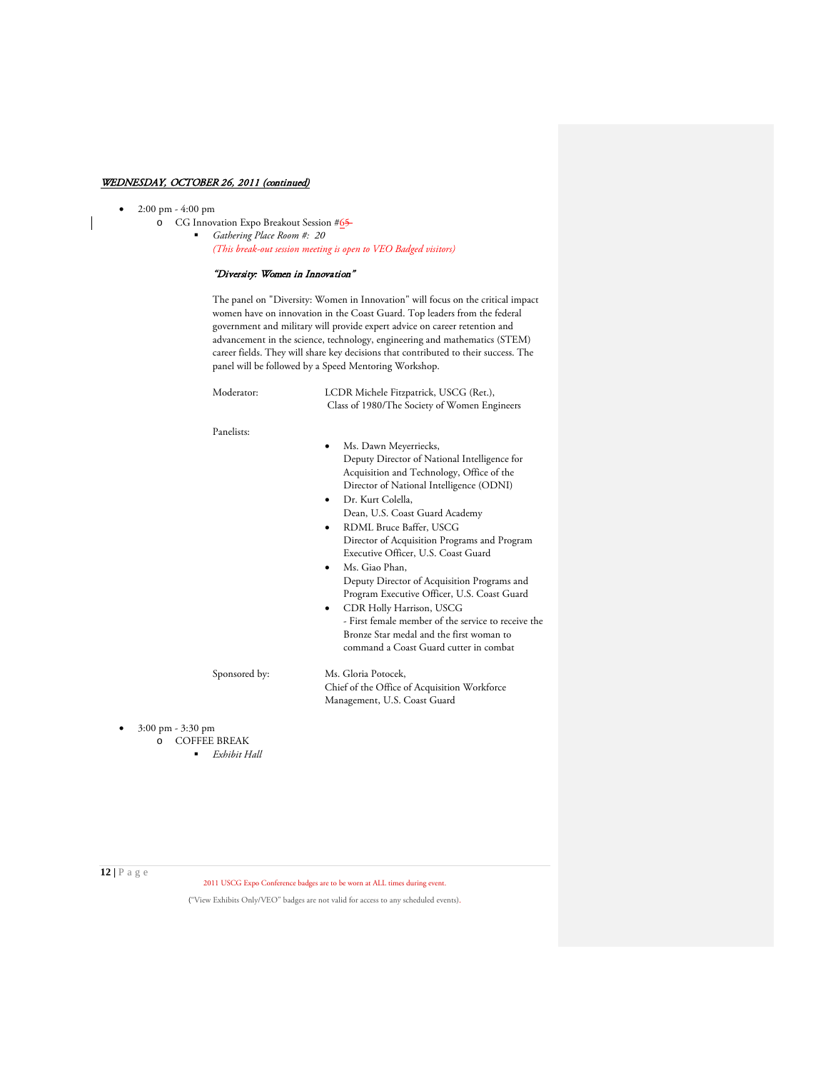***WEDNESDAY, OCTOBER 26, 2011 (continued)***

- 2:00 pm - 4:00 pm
  - CG Innovation Expo Breakout Session #6~~5~~
    - *Gathering Place Room #: 20*
      *(This break-out session meeting is open to VEO Badged visitors)*

      ***"Diversity: Women in Innovation"***

      The panel on "Diversity: Women in Innovation" will focus on the critical impact women have on innovation in the Coast Guard. Top leaders from the federal government and military will provide expert advice on career retention and advancement in the science, technology, engineering and mathematics (STEM) career fields. They will share key decisions that contributed to their success. The panel will be followed by a Speed Mentoring Workshop.

      Moderator: LCDR Michele Fitzpatrick, USCG (Ret.), Class of 1980/The Society of Women Engineers

      Panelists:
      - Ms. Dawn Meyerriecks, Deputy Director of National Intelligence for Acquisition and Technology, Office of the Director of National Intelligence (ODNI)
      - Dr. Kurt Colella, Dean, U.S. Coast Guard Academy
      - RDML Bruce Baffer, USCG Director of Acquisition Programs and Program Executive Officer, U.S. Coast Guard
      - Ms. Giao Phan, Deputy Director of Acquisition Programs and Program Executive Officer, U.S. Coast Guard
      - CDR Holly Harrison, USCG - First female member of the service to receive the Bronze Star medal and the first woman to command a Coast Guard cutter in combat

      Sponsored by: Ms. Gloria Potocek, Chief of the Office of Acquisition Workforce Management, U.S. Coast Guard

- 3:00 pm - 3:30 pm
  - COFFEE BREAK
    - *Exhibit Hall*

2011 USCG Expo Conference badges are to be worn at ALL times during event.

("View Exhibits Only/VEO" badges are not valid for access to any scheduled events).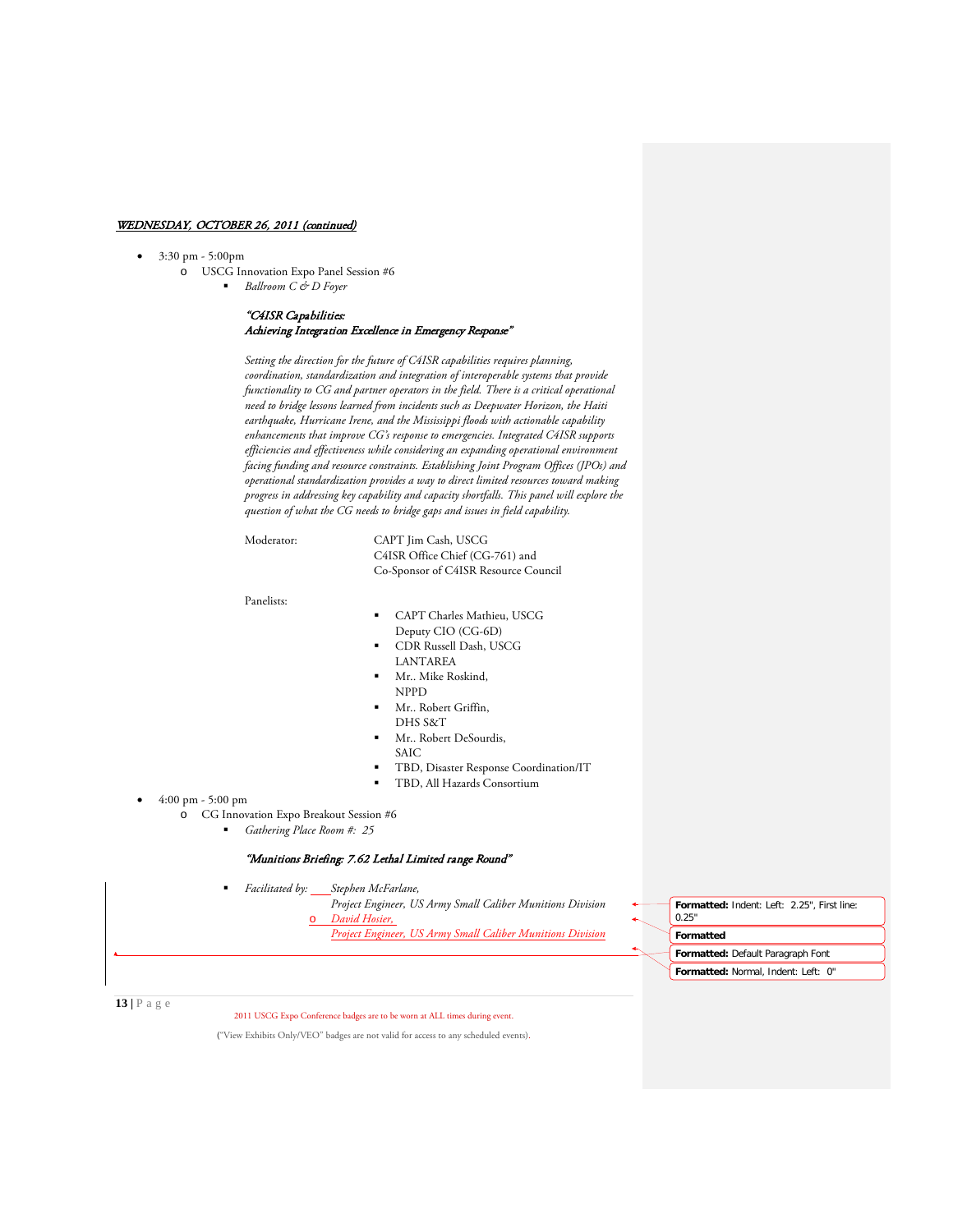*WEDNESDAY, OCTOBER 26, 2011 (continued)*

- 3:30 pm - 5:00pm
  - USCG Innovation Expo Panel Session #6
    - *Ballroom C & D Foyer*

      ***"C4ISR Capabilities: Achieving Integration Excellence in Emergency Response"***

      *Setting the direction for the future of C4ISR capabilities requires planning, coordination, standardization and integration of interoperable systems that provide functionality to CG and partner operators in the field. There is a critical operational need to bridge lessons learned from incidents such as Deepwater Horizon, the Haiti earthquake, Hurricane Irene, and the Mississippi floods with actionable capability enhancements that improve CG's response to emergencies. Integrated C4ISR supports efficiencies and effectiveness while considering an expanding operational environment facing funding and resource constraints. Establishing Joint Program Offices (JPOs) and operational standardization provides a way to direct limited resources toward making progress in addressing key capability and capacity shortfalls. This panel will explore the question of what the CG needs to bridge gaps and issues in field capability.*

      Moderator: CAPT Jim Cash, USCG
      C4ISR Office Chief (CG-761) and
      Co-Sponsor of C4ISR Resource Council

      Panelists:

      - CAPT Charles Mathieu, USCG
        Deputy CIO (CG-6D)
      - CDR Russell Dash, USCG
        LANTAREA
      - Mr.. Mike Roskind,
        NPPD
      - Mr.. Robert Griffin,
        DHS S&T
      - Mr.. Robert DeSourdis,
        SAIC
      - TBD, Disaster Response Coordination/IT
      - TBD, All Hazards Consortium
- 4:00 pm - 5:00 pm
  - CG Innovation Expo Breakout Session #6
    - *Gathering Place Room #: 25*

      ***"Munitions Briefing: 7.62 Lethal Limited range Round"***

    - *Facilitated by:* *Stephen McFarlane,*
      *Project Engineer, US Army Small Caliber Munitions Division*
      - *David Hosier,*
        *Project Engineer, US Army Small Caliber Munitions Division*

2011 USCG Expo Conference badges are to be worn at ALL times during event.

("View Exhibits Only/VEO" badges are not valid for access to any scheduled events).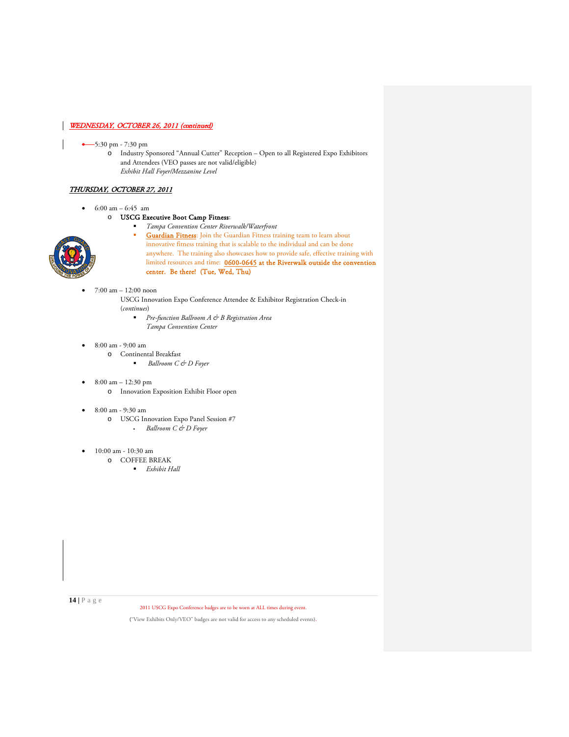***WEDNESDAY, OCTOBER 26, 2011 (continued)***

- 5:30 pm - 7:30 pm
  - Industry Sponsored "Annual Cutter" Reception – Open to all Registered Expo Exhibitors and Attendees (VEO passes are not valid/eligible)
    *Exhibit Hall Foyer/Mezzanine Level*

***THURSDAY, OCTOBER 27, 2011***

- 6:00 am – 6:45 am
  - **USCG Executive Boot Camp Fitness**:
    - *Tampa Convention Center Riverwalk/Waterfront*
    - Guardian Fitness: Join the Guardian Fitness training team to learn about innovative fitness training that is scalable to the individual and can be done anywhere. The training also showcases how to provide safe, effective training with limited resources and time: **0600-0645 at the Riverwalk outside the convention center. Be there! (Tue, Wed, Thu)**

- 7:00 am – 12:00 noon
  USCG Innovation Expo Conference Attendee & Exhibitor Registration Check-in (*continues*)
    - *Pre-function Ballroom A & B Registration Area*
      *Tampa Convention Center*

- 8:00 am - 9:00 am
  - Continental Breakfast
    - *Ballroom C & D Foyer*

- 8:00 am – 12:30 pm
  - Innovation Exposition Exhibit Floor open

- 8:00 am - 9:30 am
  - USCG Innovation Expo Panel Session #7
    - *Ballroom C & D Foyer*

- 10:00 am - 10:30 am
  - COFFEE BREAK
    - *Exhibit Hall*

2011 USCG Expo Conference badges are to be worn at ALL times during event.

("View Exhibits Only/VEO" badges are not valid for access to any scheduled events).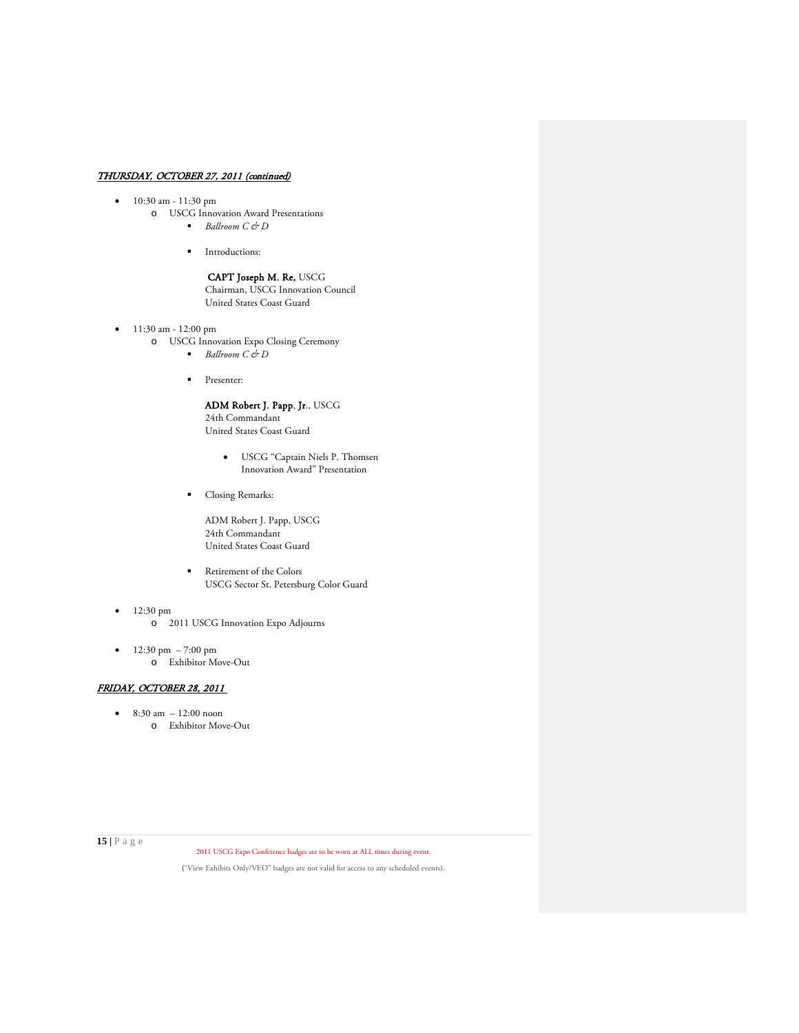***THURSDAY, OCTOBER 27, 2011 (continued)***

- 10:30 am - 11:30 pm
  - USCG Innovation Award Presentations
    - *Ballroom C & D*
    - Introductions:

      **CAPT Joseph M. Re,** USCG
      Chairman, USCG Innovation Council
      United States Coast Guard

- 11:30 am - 12:00 pm
  - USCG Innovation Expo Closing Ceremony
    - *Ballroom C & D*
    - Presenter:

      **ADM Robert J. Papp**, **Jr**., USCG
      24th Commandant
      United States Coast Guard

      - USCG "Captain Niels P. Thomsen Innovation Award" Presentation

    - Closing Remarks:

      ADM Robert J. Papp, USCG
      24th Commandant
      United States Coast Guard

    - Retirement of the Colors
      USCG Sector St. Petersburg Color Guard

- 12:30 pm
  - 2011 USCG Innovation Expo Adjourns

- 12:30 pm – 7:00 pm
  - Exhibitor Move-Out

***FRIDAY, OCTOBER 28, 2011***

- 8:30 am – 12:00 noon
  - Exhibitor Move-Out

2011 USCG Expo Conference badges are to be worn at ALL times during event.

("View Exhibits Only/VEO" badges are not valid for access to any scheduled events).